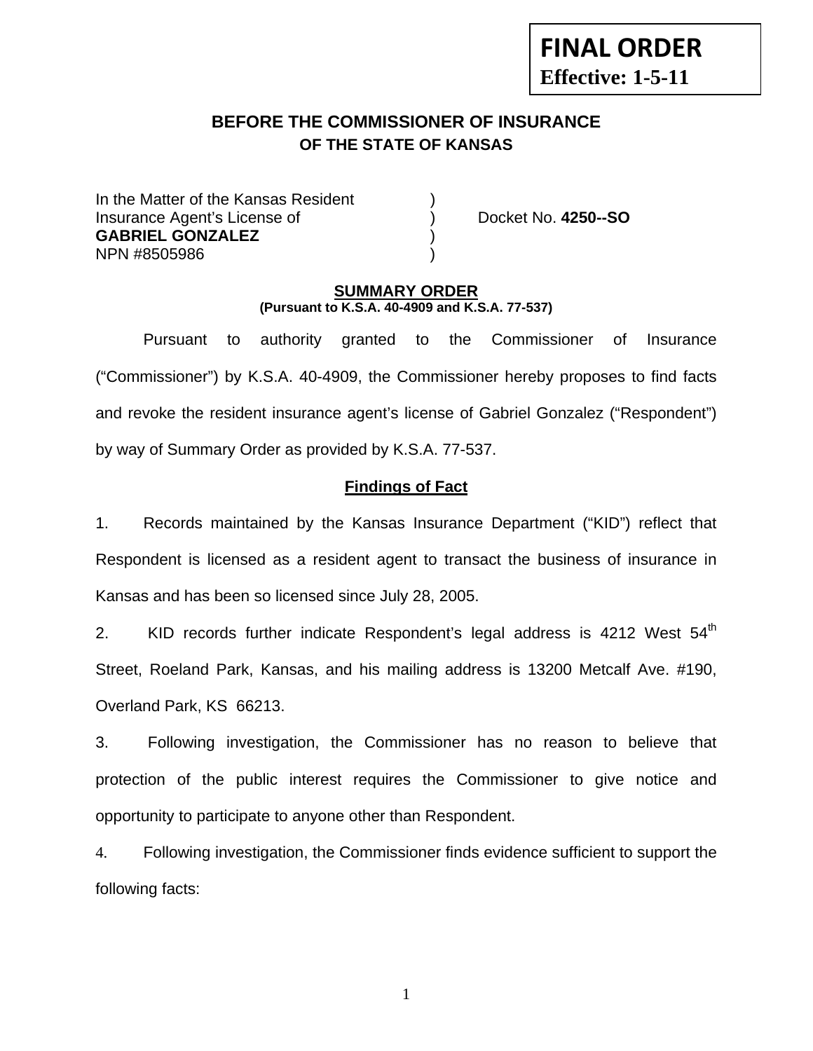**FINAL ORDER**
**Effective: 1-5-11**

# BEFORE THE COMMISSIONER OF INSURANCE
## OF THE STATE OF KANSAS

In the Matter of the Kansas Resident )
Insurance Agent's License of ) Docket No. **4250--SO**
**GABRIEL GONZALEZ** )
NPN #8505986 )

### SUMMARY ORDER
**(Pursuant to K.S.A. 40-4909 and K.S.A. 77-537)**

Pursuant to authority granted to the Commissioner of Insurance ("Commissioner") by K.S.A. 40-4909, the Commissioner hereby proposes to find facts and revoke the resident insurance agent's license of Gabriel Gonzalez ("Respondent") by way of Summary Order as provided by K.S.A. 77-537.

### Findings of Fact

1. Records maintained by the Kansas Insurance Department ("KID") reflect that Respondent is licensed as a resident agent to transact the business of insurance in Kansas and has been so licensed since July 28, 2005.

2. KID records further indicate Respondent's legal address is 4212 West 54th Street, Roeland Park, Kansas, and his mailing address is 13200 Metcalf Ave. #190, Overland Park, KS 66213.

3. Following investigation, the Commissioner has no reason to believe that protection of the public interest requires the Commissioner to give notice and opportunity to participate to anyone other than Respondent.

4. Following investigation, the Commissioner finds evidence sufficient to support the following facts: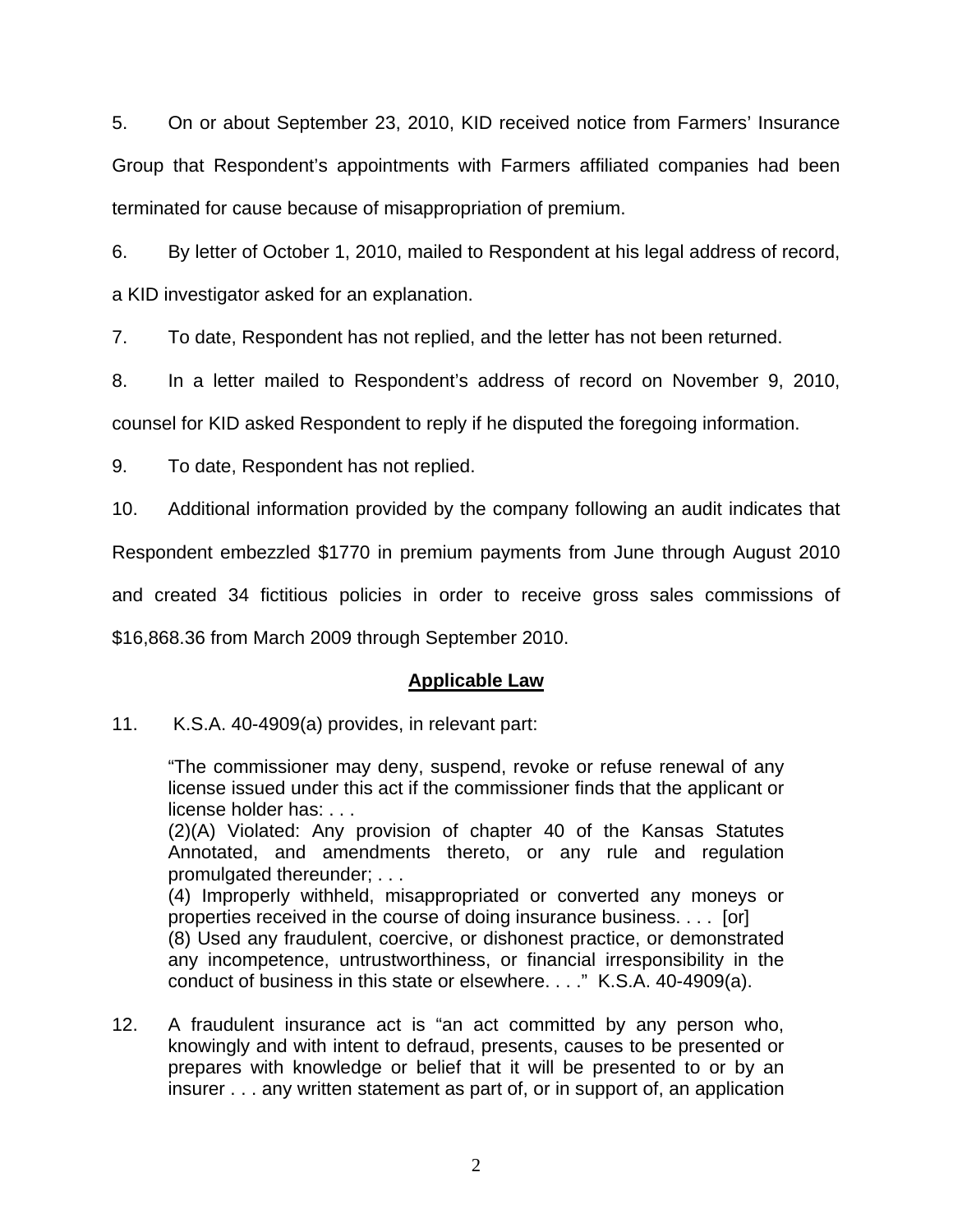5. On or about September 23, 2010, KID received notice from Farmers' Insurance Group that Respondent's appointments with Farmers affiliated companies had been terminated for cause because of misappropriation of premium.

6. By letter of October 1, 2010, mailed to Respondent at his legal address of record, a KID investigator asked for an explanation.

7. To date, Respondent has not replied, and the letter has not been returned.

8. In a letter mailed to Respondent's address of record on November 9, 2010, counsel for KID asked Respondent to reply if he disputed the foregoing information.

9. To date, Respondent has not replied.

10. Additional information provided by the company following an audit indicates that Respondent embezzled $1770 in premium payments from June through August 2010 and created 34 fictitious policies in order to receive gross sales commissions of $16,868.36 from March 2009 through September 2010.

## Applicable Law

11. K.S.A. 40-4909(a) provides, in relevant part:

> "The commissioner may deny, suspend, revoke or refuse renewal of any license issued under this act if the commissioner finds that the applicant or license holder has: . . .
> (2)(A) Violated: Any provision of chapter 40 of the Kansas Statutes Annotated, and amendments thereto, or any rule and regulation promulgated thereunder; . . .
> (4) Improperly withheld, misappropriated or converted any moneys or properties received in the course of doing insurance business. . . . [or]
> (8) Used any fraudulent, coercive, or dishonest practice, or demonstrated any incompetence, untrustworthiness, or financial irresponsibility in the conduct of business in this state or elsewhere. . . ." K.S.A. 40-4909(a).

12. A fraudulent insurance act is "an act committed by any person who, knowingly and with intent to defraud, presents, causes to be presented or prepares with knowledge or belief that it will be presented to or by an insurer . . . any written statement as part of, or in support of, an application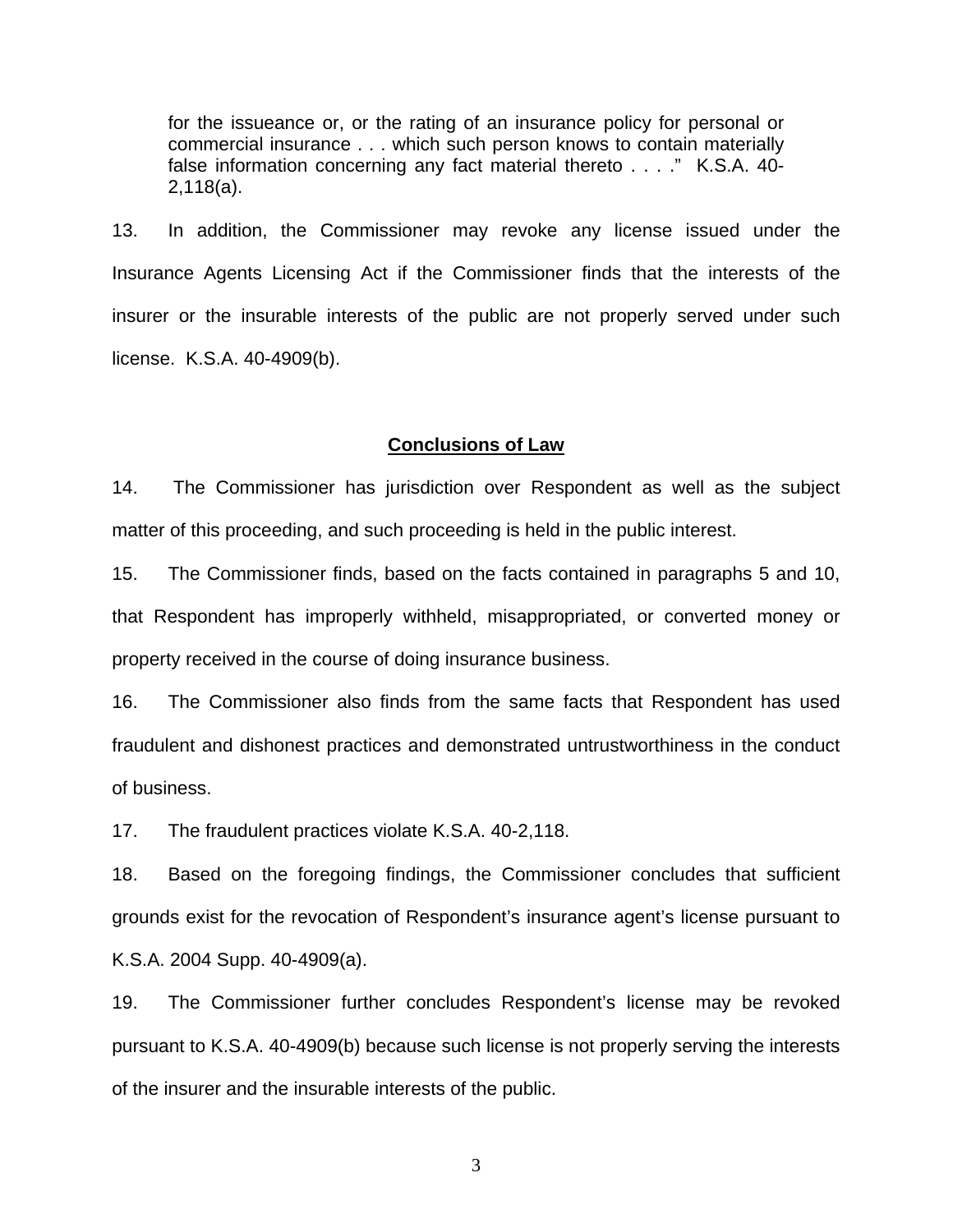> for the issueance or, or the rating of an insurance policy for personal or commercial insurance . . . which such person knows to contain materially false information concerning any fact material thereto . . . ." K.S.A. 40-2,118(a).

13. In addition, the Commissioner may revoke any license issued under the Insurance Agents Licensing Act if the Commissioner finds that the interests of the insurer or the insurable interests of the public are not properly served under such license. K.S.A. 40-4909(b).

## **Conclusions of Law**

14. The Commissioner has jurisdiction over Respondent as well as the subject matter of this proceeding, and such proceeding is held in the public interest.

15. The Commissioner finds, based on the facts contained in paragraphs 5 and 10, that Respondent has improperly withheld, misappropriated, or converted money or property received in the course of doing insurance business.

16. The Commissioner also finds from the same facts that Respondent has used fraudulent and dishonest practices and demonstrated untrustworthiness in the conduct of business.

17. The fraudulent practices violate K.S.A. 40-2,118.

18. Based on the foregoing findings, the Commissioner concludes that sufficient grounds exist for the revocation of Respondent's insurance agent's license pursuant to K.S.A. 2004 Supp. 40-4909(a).

19. The Commissioner further concludes Respondent's license may be revoked pursuant to K.S.A. 40-4909(b) because such license is not properly serving the interests of the insurer and the insurable interests of the public.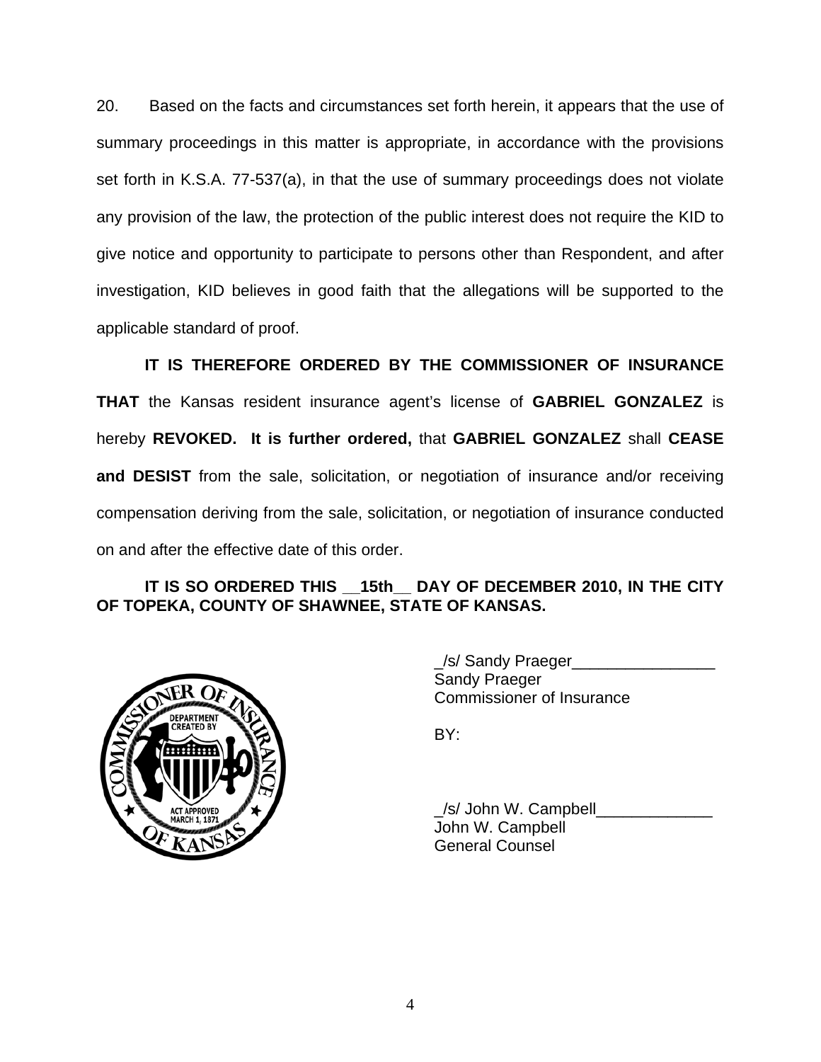20. Based on the facts and circumstances set forth herein, it appears that the use of summary proceedings in this matter is appropriate, in accordance with the provisions set forth in K.S.A. 77-537(a), in that the use of summary proceedings does not violate any provision of the law, the protection of the public interest does not require the KID to give notice and opportunity to participate to persons other than Respondent, and after investigation, KID believes in good faith that the allegations will be supported to the applicable standard of proof.

**IT IS THEREFORE ORDERED BY THE COMMISSIONER OF INSURANCE THAT** the Kansas resident insurance agent's license of **GABRIEL GONZALEZ** is hereby **REVOKED. It is further ordered,** that **GABRIEL GONZALEZ** shall **CEASE and DESIST** from the sale, solicitation, or negotiation of insurance and/or receiving compensation deriving from the sale, solicitation, or negotiation of insurance conducted on and after the effective date of this order.

**IT IS SO ORDERED THIS __15th__ DAY OF DECEMBER 2010, IN THE CITY OF TOPEKA, COUNTY OF SHAWNEE, STATE OF KANSAS.**

_/s/ Sandy Praeger________________
Sandy Praeger
Commissioner of Insurance

BY:

_/s/ John W. Campbell_____________
John W. Campbell
General Counsel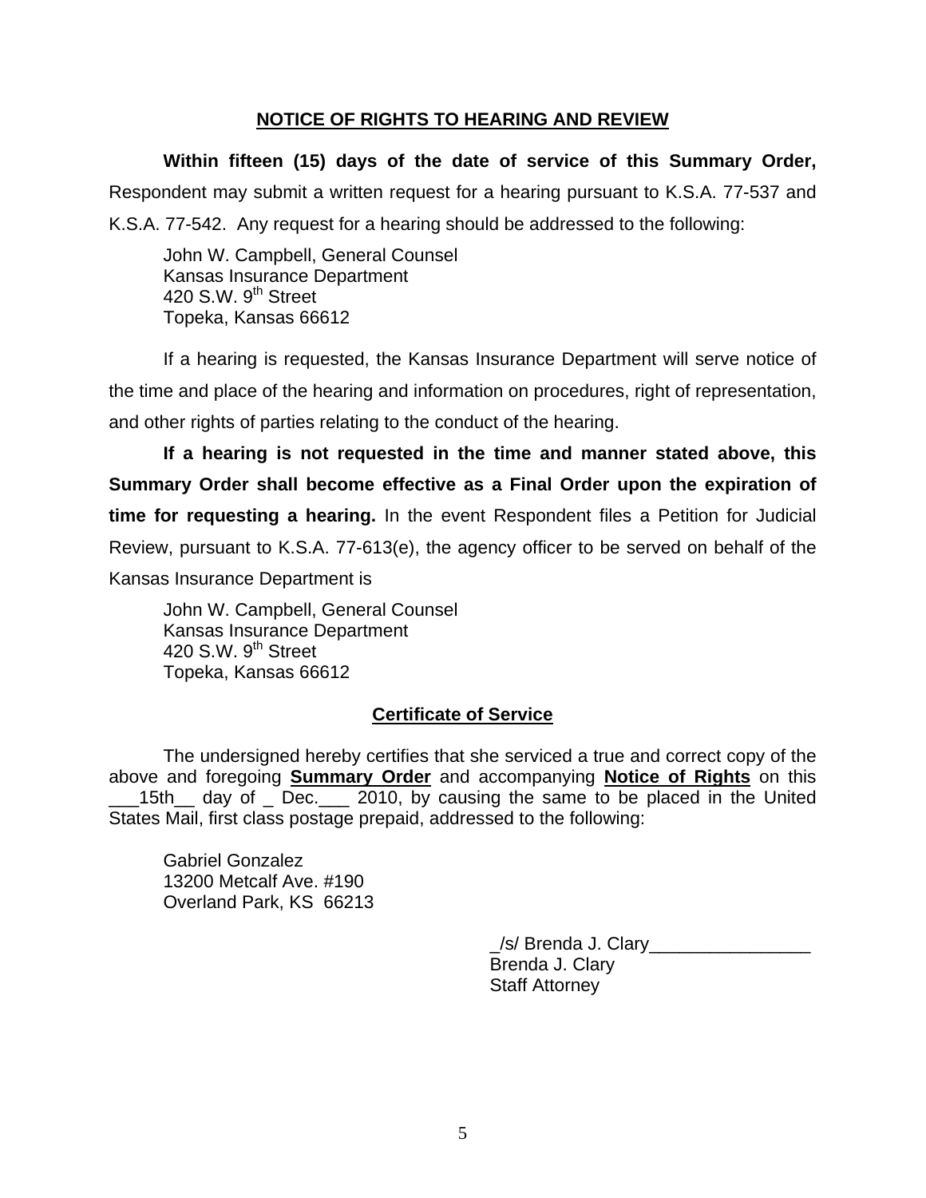## NOTICE OF RIGHTS TO HEARING AND REVIEW

**Within fifteen (15) days of the date of service of this Summary Order,** Respondent may submit a written request for a hearing pursuant to K.S.A. 77-537 and K.S.A. 77-542. Any request for a hearing should be addressed to the following:

John W. Campbell, General Counsel
Kansas Insurance Department
420 S.W. 9th Street
Topeka, Kansas 66612

If a hearing is requested, the Kansas Insurance Department will serve notice of the time and place of the hearing and information on procedures, right of representation, and other rights of parties relating to the conduct of the hearing.

**If a hearing is not requested in the time and manner stated above, this Summary Order shall become effective as a Final Order upon the expiration of time for requesting a hearing.** In the event Respondent files a Petition for Judicial Review, pursuant to K.S.A. 77-613(e), the agency officer to be served on behalf of the Kansas Insurance Department is

John W. Campbell, General Counsel
Kansas Insurance Department
420 S.W. 9th Street
Topeka, Kansas 66612

## Certificate of Service

The undersigned hereby certifies that she serviced a true and correct copy of the above and foregoing **Summary Order** and accompanying **Notice of Rights** on this ___15th__ day of _ Dec.___ 2010, by causing the same to be placed in the United States Mail, first class postage prepaid, addressed to the following:

Gabriel Gonzalez
13200 Metcalf Ave. #190
Overland Park, KS 66213

_/s/ Brenda J. Clary________________
Brenda J. Clary
Staff Attorney